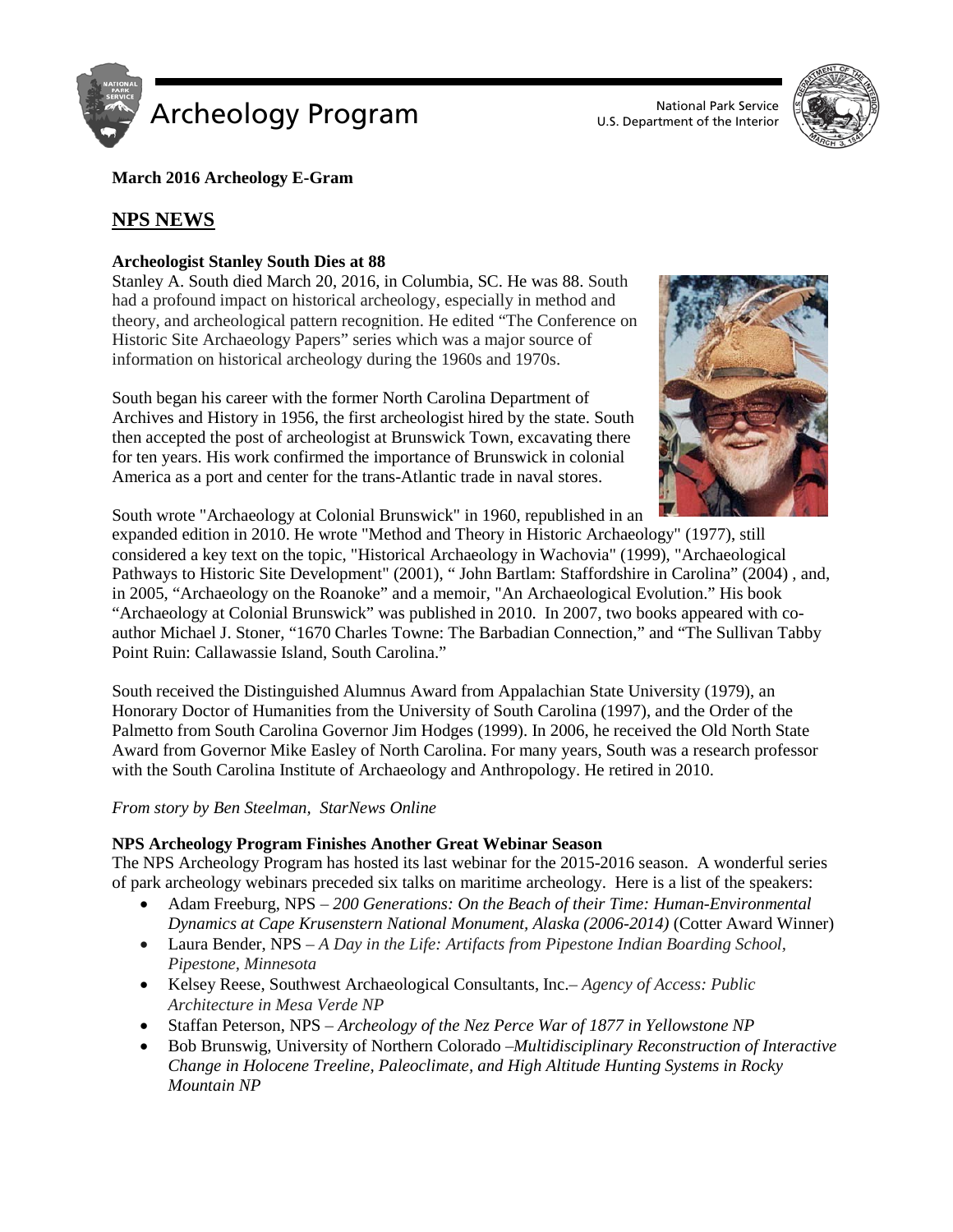Archeology Program

National Park Service
U.S. Department of the Interior

**March 2016 Archeology E-Gram**

## NPS NEWS

### Archeologist Stanley South Dies at 88

Stanley A. South died March 20, 2016, in Columbia, SC. He was 88. South had a profound impact on historical archeology, especially in method and theory, and archeological pattern recognition. He edited "The Conference on Historic Site Archaeology Papers" series which was a major source of information on historical archeology during the 1960s and 1970s.

South began his career with the former North Carolina Department of Archives and History in 1956, the first archeologist hired by the state. South then accepted the post of archeologist at Brunswick Town, excavating there for ten years. His work confirmed the importance of Brunswick in colonial America as a port and center for the trans-Atlantic trade in naval stores.

South wrote "Archaeology at Colonial Brunswick" in 1960, republished in an expanded edition in 2010. He wrote "Method and Theory in Historic Archaeology" (1977), still considered a key text on the topic, "Historical Archaeology in Wachovia" (1999), "Archaeological Pathways to Historic Site Development" (2001), " John Bartlam: Staffordshire in Carolina" (2004) , and, in 2005, "Archaeology on the Roanoke" and a memoir, "An Archaeological Evolution." His book "Archaeology at Colonial Brunswick" was published in 2010. In 2007, two books appeared with co-author Michael J. Stoner, "1670 Charles Towne: The Barbadian Connection," and "The Sullivan Tabby Point Ruin: Callawassie Island, South Carolina."

South received the Distinguished Alumnus Award from Appalachian State University (1979), an Honorary Doctor of Humanities from the University of South Carolina (1997), and the Order of the Palmetto from South Carolina Governor Jim Hodges (1999). In 2006, he received the Old North State Award from Governor Mike Easley of North Carolina. For many years, South was a research professor with the South Carolina Institute of Archaeology and Anthropology. He retired in 2010.

*From story by Ben Steelman, StarNews Online*

### NPS Archeology Program Finishes Another Great Webinar Season

The NPS Archeology Program has hosted its last webinar for the 2015-2016 season. A wonderful series of park archeology webinars preceded six talks on maritime archeology. Here is a list of the speakers:

- Adam Freeburg, NPS – *200 Generations: On the Beach of their Time: Human-Environmental Dynamics at Cape Krusenstern National Monument, Alaska (2006-2014)* (Cotter Award Winner)
- Laura Bender, NPS – *A Day in the Life: Artifacts from Pipestone Indian Boarding School, Pipestone, Minnesota*
- Kelsey Reese, Southwest Archaeological Consultants, Inc.– *Agency of Access: Public Architecture in Mesa Verde NP*
- Staffan Peterson, NPS – *Archeology of the Nez Perce War of 1877 in Yellowstone NP*
- Bob Brunswig, University of Northern Colorado –*Multidisciplinary Reconstruction of Interactive Change in Holocene Treeline, Paleoclimate, and High Altitude Hunting Systems in Rocky Mountain NP*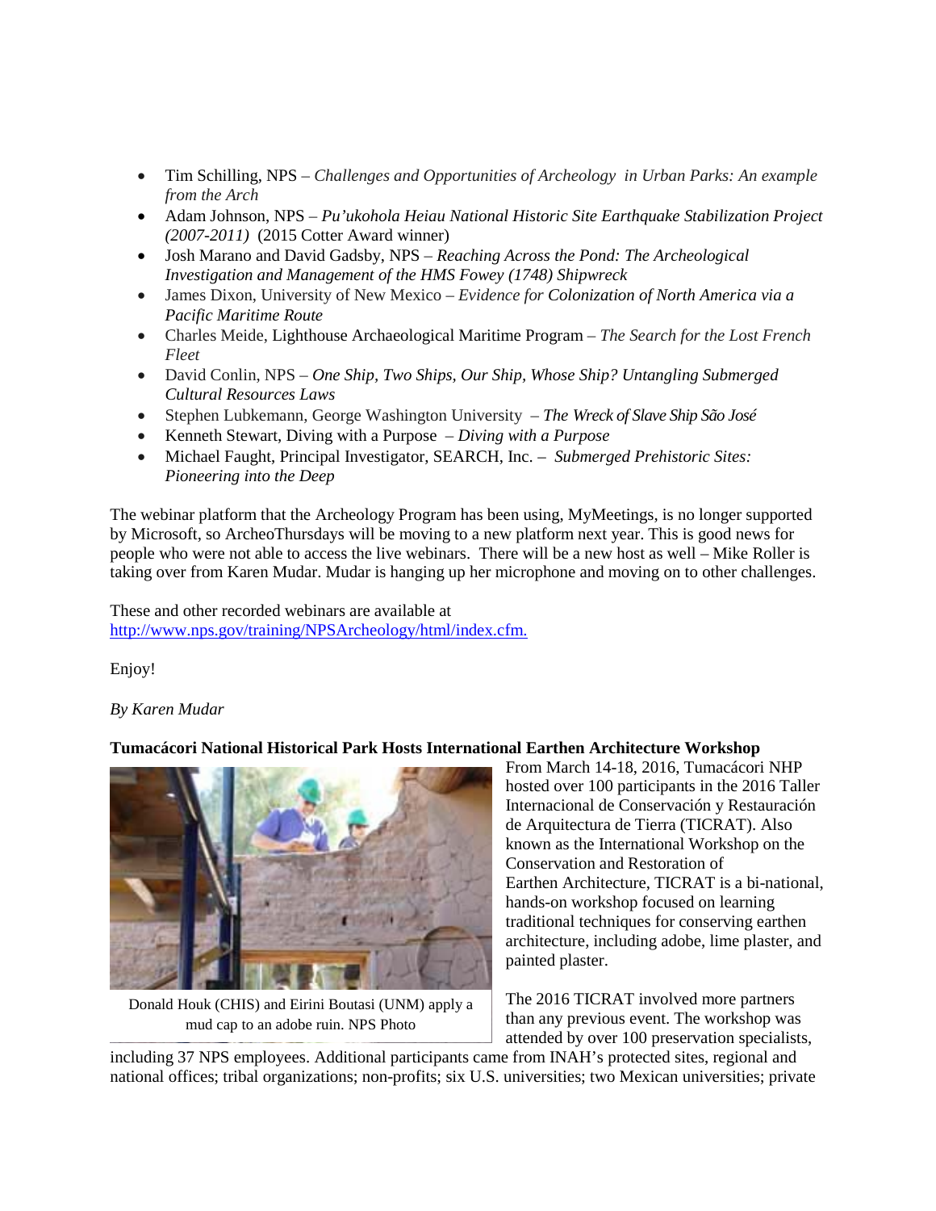- Tim Schilling, NPS – *Challenges and Opportunities of Archeology in Urban Parks: An example from the Arch*
- Adam Johnson, NPS – *Pu'ukohola Heiau National Historic Site Earthquake Stabilization Project (2007-2011)* (2015 Cotter Award winner)
- Josh Marano and David Gadsby, NPS – *Reaching Across the Pond: The Archeological Investigation and Management of the HMS Fowey (1748) Shipwreck*
- James Dixon, University of New Mexico – *Evidence for Colonization of North America via a Pacific Maritime Route*
- Charles Meide, Lighthouse Archaeological Maritime Program – *The Search for the Lost French Fleet*
- David Conlin, NPS – *One Ship, Two Ships, Our Ship, Whose Ship? Untangling Submerged Cultural Resources Laws*
- Stephen Lubkemann, George Washington University – *The Wreck of Slave Ship São José*
- Kenneth Stewart, Diving with a Purpose – *Diving with a Purpose*
- Michael Faught, Principal Investigator, SEARCH, Inc. – *Submerged Prehistoric Sites: Pioneering into the Deep*

The webinar platform that the Archeology Program has been using, MyMeetings, is no longer supported by Microsoft, so ArcheoThursdays will be moving to a new platform next year. This is good news for people who were not able to access the live webinars. There will be a new host as well – Mike Roller is taking over from Karen Mudar. Mudar is hanging up her microphone and moving on to other challenges.

These and other recorded webinars are available at
[http://www.nps.gov/training/NPSArcheology/html/index.cfm.](http://www.nps.gov/training/NPSArcheology/html/index.cfm)

Enjoy!

*By Karen Mudar*

**Tumacácori National Historical Park Hosts International Earthen Architecture Workshop**

Donald Houk (CHIS) and Eirini Boutasi (UNM) apply a mud cap to an adobe ruin. NPS Photo

From March 14-18, 2016, Tumacácori NHP hosted over 100 participants in the 2016 Taller Internacional de Conservación y Restauración de Arquitectura de Tierra (TICRAT). Also known as the International Workshop on the Conservation and Restoration of Earthen Architecture, TICRAT is a bi-national, hands-on workshop focused on learning traditional techniques for conserving earthen architecture, including adobe, lime plaster, and painted plaster.

The 2016 TICRAT involved more partners than any previous event. The workshop was attended by over 100 preservation specialists, including 37 NPS employees. Additional participants came from INAH's protected sites, regional and national offices; tribal organizations; non-profits; six U.S. universities; two Mexican universities; private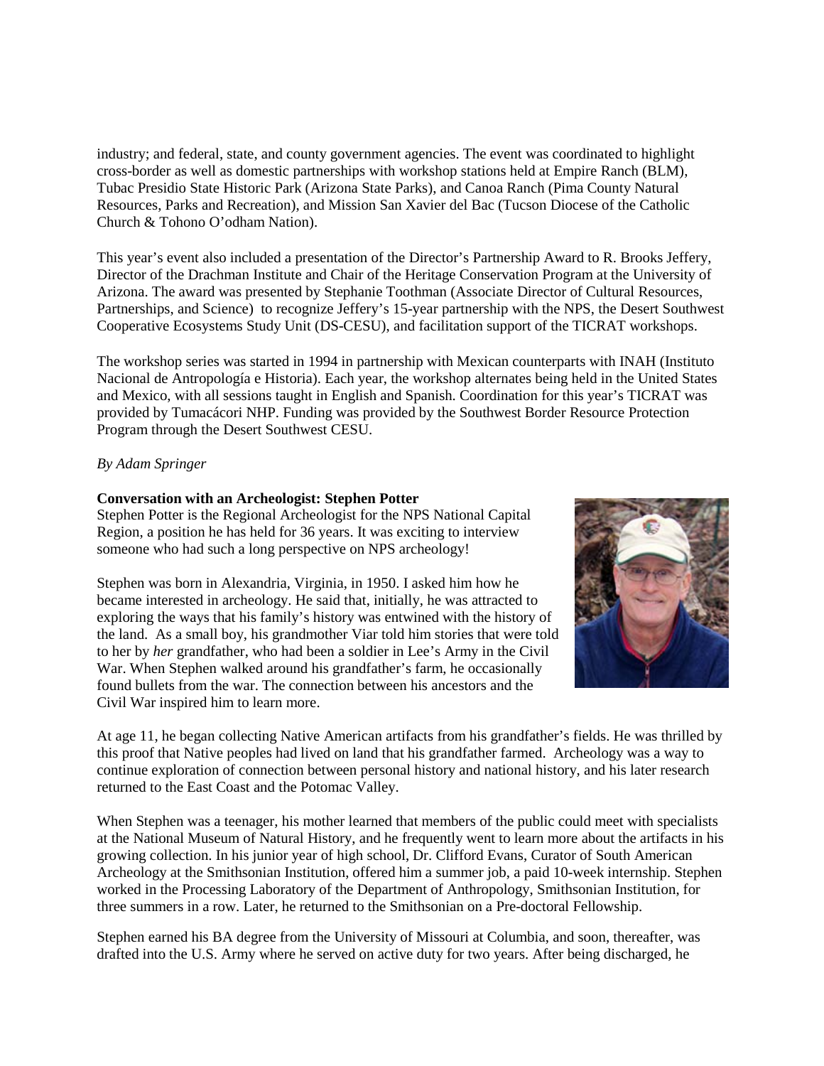industry; and federal, state, and county government agencies. The event was coordinated to highlight cross-border as well as domestic partnerships with workshop stations held at Empire Ranch (BLM), Tubac Presidio State Historic Park (Arizona State Parks), and Canoa Ranch (Pima County Natural Resources, Parks and Recreation), and Mission San Xavier del Bac (Tucson Diocese of the Catholic Church & Tohono O'odham Nation).

This year's event also included a presentation of the Director's Partnership Award to R. Brooks Jeffery, Director of the Drachman Institute and Chair of the Heritage Conservation Program at the University of Arizona. The award was presented by Stephanie Toothman (Associate Director of Cultural Resources, Partnerships, and Science) to recognize Jeffery's 15-year partnership with the NPS, the Desert Southwest Cooperative Ecosystems Study Unit (DS-CESU), and facilitation support of the TICRAT workshops.

The workshop series was started in 1994 in partnership with Mexican counterparts with INAH (Instituto Nacional de Antropología e Historia). Each year, the workshop alternates being held in the United States and Mexico, with all sessions taught in English and Spanish. Coordination for this year's TICRAT was provided by Tumacácori NHP. Funding was provided by the Southwest Border Resource Protection Program through the Desert Southwest CESU.

*By Adam Springer*

**Conversation with an Archeologist: Stephen Potter**

Stephen Potter is the Regional Archeologist for the NPS National Capital Region, a position he has held for 36 years. It was exciting to interview someone who had such a long perspective on NPS archeology!

Stephen was born in Alexandria, Virginia, in 1950. I asked him how he became interested in archeology. He said that, initially, he was attracted to exploring the ways that his family's history was entwined with the history of the land. As a small boy, his grandmother Viar told him stories that were told to her by *her* grandfather, who had been a soldier in Lee's Army in the Civil War. When Stephen walked around his grandfather's farm, he occasionally found bullets from the war. The connection between his ancestors and the Civil War inspired him to learn more.

At age 11, he began collecting Native American artifacts from his grandfather's fields. He was thrilled by this proof that Native peoples had lived on land that his grandfather farmed. Archeology was a way to continue exploration of connection between personal history and national history, and his later research returned to the East Coast and the Potomac Valley.

When Stephen was a teenager, his mother learned that members of the public could meet with specialists at the National Museum of Natural History, and he frequently went to learn more about the artifacts in his growing collection. In his junior year of high school, Dr. Clifford Evans, Curator of South American Archeology at the Smithsonian Institution, offered him a summer job, a paid 10-week internship. Stephen worked in the Processing Laboratory of the Department of Anthropology, Smithsonian Institution, for three summers in a row. Later, he returned to the Smithsonian on a Pre-doctoral Fellowship.

Stephen earned his BA degree from the University of Missouri at Columbia, and soon, thereafter, was drafted into the U.S. Army where he served on active duty for two years. After being discharged, he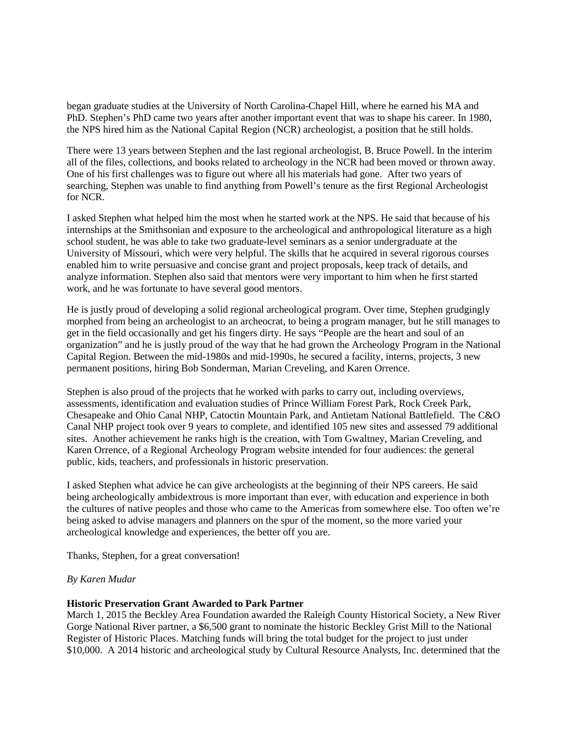began graduate studies at the University of North Carolina-Chapel Hill, where he earned his MA and PhD. Stephen's PhD came two years after another important event that was to shape his career. In 1980, the NPS hired him as the National Capital Region (NCR) archeologist, a position that he still holds.

There were 13 years between Stephen and the last regional archeologist, B. Bruce Powell. In the interim all of the files, collections, and books related to archeology in the NCR had been moved or thrown away. One of his first challenges was to figure out where all his materials had gone. After two years of searching, Stephen was unable to find anything from Powell's tenure as the first Regional Archeologist for NCR.

I asked Stephen what helped him the most when he started work at the NPS. He said that because of his internships at the Smithsonian and exposure to the archeological and anthropological literature as a high school student, he was able to take two graduate-level seminars as a senior undergraduate at the University of Missouri, which were very helpful. The skills that he acquired in several rigorous courses enabled him to write persuasive and concise grant and project proposals, keep track of details, and analyze information. Stephen also said that mentors were very important to him when he first started work, and he was fortunate to have several good mentors.

He is justly proud of developing a solid regional archeological program. Over time, Stephen grudgingly morphed from being an archeologist to an archeocrat, to being a program manager, but he still manages to get in the field occasionally and get his fingers dirty. He says "People are the heart and soul of an organization" and he is justly proud of the way that he had grown the Archeology Program in the National Capital Region. Between the mid-1980s and mid-1990s, he secured a facility, interns, projects, 3 new permanent positions, hiring Bob Sonderman, Marian Creveling, and Karen Orrence.

Stephen is also proud of the projects that he worked with parks to carry out, including overviews, assessments, identification and evaluation studies of Prince William Forest Park, Rock Creek Park, Chesapeake and Ohio Canal NHP, Catoctin Mountain Park, and Antietam National Battlefield. The C&O Canal NHP project took over 9 years to complete, and identified 105 new sites and assessed 79 additional sites. Another achievement he ranks high is the creation, with Tom Gwaltney, Marian Creveling, and Karen Orrence, of a Regional Archeology Program website intended for four audiences: the general public, kids, teachers, and professionals in historic preservation.

I asked Stephen what advice he can give archeologists at the beginning of their NPS careers. He said being archeologically ambidextrous is more important than ever, with education and experience in both the cultures of native peoples and those who came to the Americas from somewhere else. Too often we're being asked to advise managers and planners on the spur of the moment, so the more varied your archeological knowledge and experiences, the better off you are.

Thanks, Stephen, for a great conversation!

*By Karen Mudar*

**Historic Preservation Grant Awarded to Park Partner**

March 1, 2015 the Beckley Area Foundation awarded the Raleigh County Historical Society, a New River Gorge National River partner, a $6,500 grant to nominate the historic Beckley Grist Mill to the National Register of Historic Places. Matching funds will bring the total budget for the project to just under $10,000. A 2014 historic and archeological study by Cultural Resource Analysts, Inc. determined that the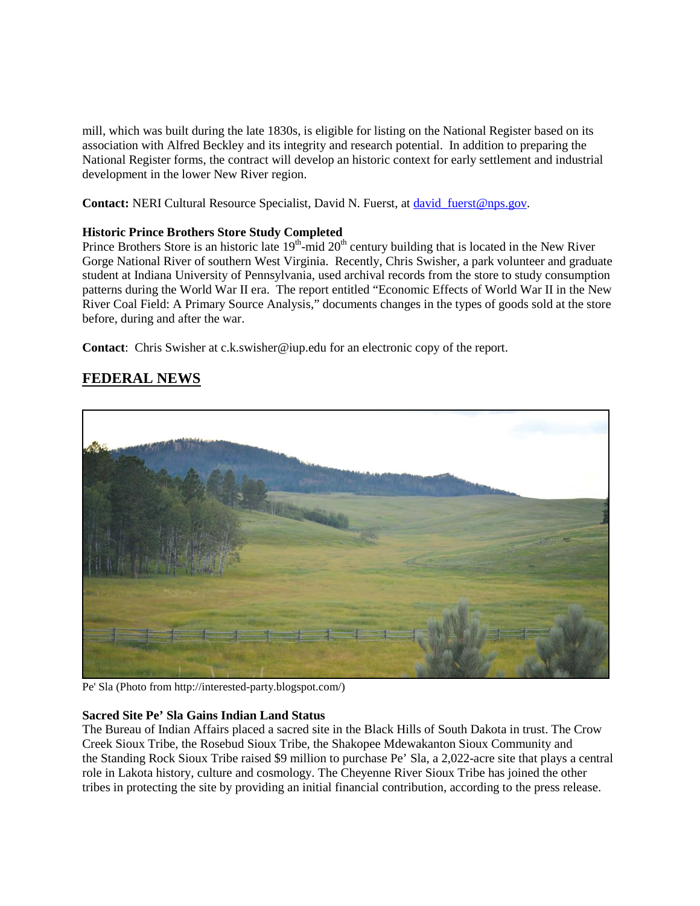mill, which was built during the late 1830s, is eligible for listing on the National Register based on its association with Alfred Beckley and its integrity and research potential. In addition to preparing the National Register forms, the contract will develop an historic context for early settlement and industrial development in the lower New River region.

**Contact:** NERI Cultural Resource Specialist, David N. Fuerst, at david_fuerst@nps.gov.

**Historic Prince Brothers Store Study Completed**

Prince Brothers Store is an historic late 19th-mid 20th century building that is located in the New River Gorge National River of southern West Virginia. Recently, Chris Swisher, a park volunteer and graduate student at Indiana University of Pennsylvania, used archival records from the store to study consumption patterns during the World War II era. The report entitled "Economic Effects of World War II in the New River Coal Field: A Primary Source Analysis," documents changes in the types of goods sold at the store before, during and after the war.

**Contact**: Chris Swisher at c.k.swisher@iup.edu for an electronic copy of the report.

## FEDERAL NEWS

Pe' Sla (Photo from http://interested-party.blogspot.com/)

**Sacred Site Pe' Sla Gains Indian Land Status**

The Bureau of Indian Affairs placed a sacred site in the Black Hills of South Dakota in trust. The Crow Creek Sioux Tribe, the Rosebud Sioux Tribe, the Shakopee Mdewakanton Sioux Community and the Standing Rock Sioux Tribe raised $9 million to purchase Pe' Sla, a 2,022-acre site that plays a central role in Lakota history, culture and cosmology. The Cheyenne River Sioux Tribe has joined the other tribes in protecting the site by providing an initial financial contribution, according to the press release.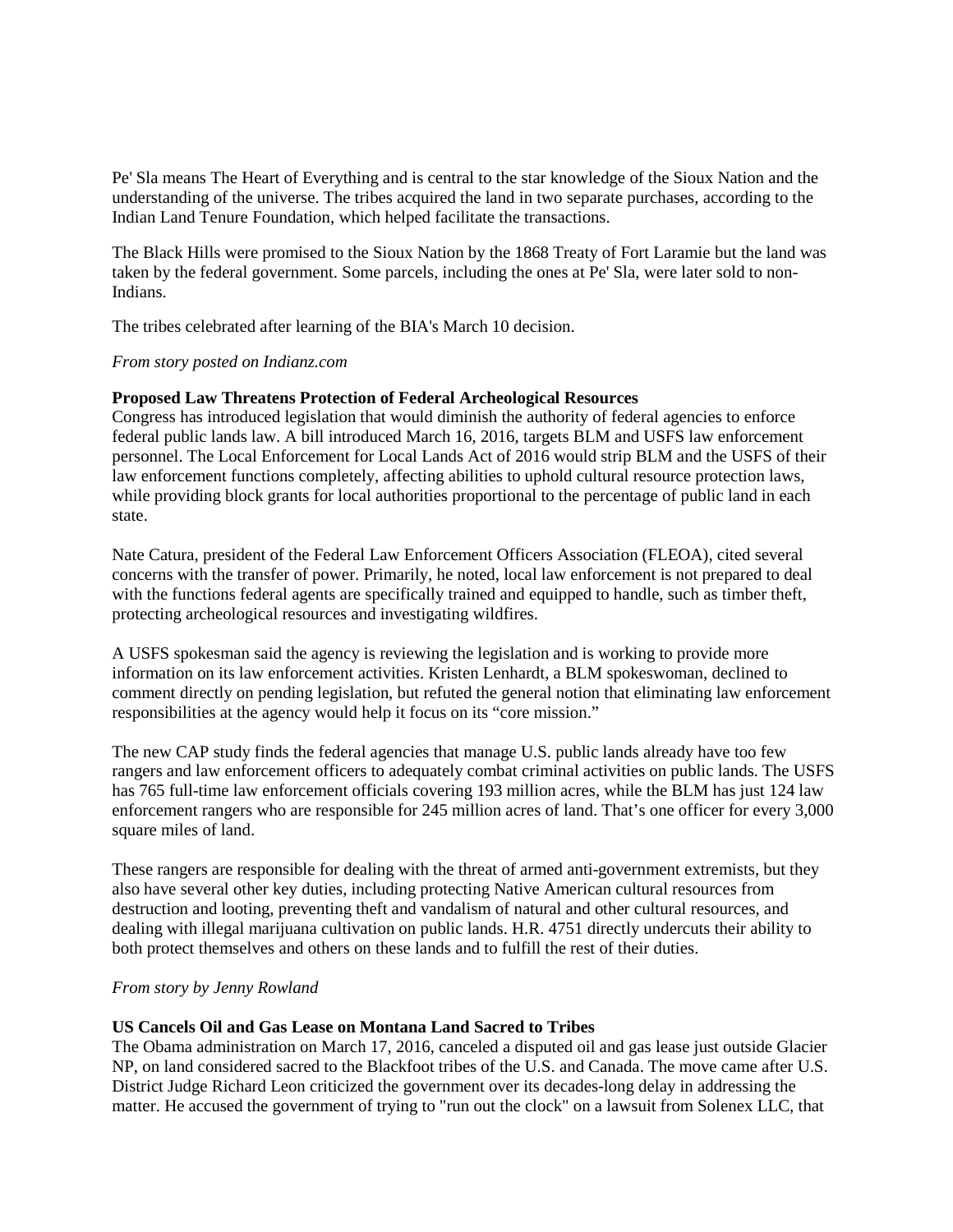Pe' Sla means The Heart of Everything and is central to the star knowledge of the Sioux Nation and the understanding of the universe. The tribes acquired the land in two separate purchases, according to the Indian Land Tenure Foundation, which helped facilitate the transactions.

The Black Hills were promised to the Sioux Nation by the 1868 Treaty of Fort Laramie but the land was taken by the federal government. Some parcels, including the ones at Pe' Sla, were later sold to non-Indians.

The tribes celebrated after learning of the BIA's March 10 decision.

*From story posted on Indianz.com*

**Proposed Law Threatens Protection of Federal Archeological Resources**

Congress has introduced legislation that would diminish the authority of federal agencies to enforce federal public lands law. A bill introduced March 16, 2016, targets BLM and USFS law enforcement personnel. The Local Enforcement for Local Lands Act of 2016 would strip BLM and the USFS of their law enforcement functions completely, affecting abilities to uphold cultural resource protection laws, while providing block grants for local authorities proportional to the percentage of public land in each state.

Nate Catura, president of the Federal Law Enforcement Officers Association (FLEOA), cited several concerns with the transfer of power. Primarily, he noted, local law enforcement is not prepared to deal with the functions federal agents are specifically trained and equipped to handle, such as timber theft, protecting archeological resources and investigating wildfires.

A USFS spokesman said the agency is reviewing the legislation and is working to provide more information on its law enforcement activities. Kristen Lenhardt, a BLM spokeswoman, declined to comment directly on pending legislation, but refuted the general notion that eliminating law enforcement responsibilities at the agency would help it focus on its "core mission."

The new CAP study finds the federal agencies that manage U.S. public lands already have too few rangers and law enforcement officers to adequately combat criminal activities on public lands. The USFS has 765 full-time law enforcement officials covering 193 million acres, while the BLM has just 124 law enforcement rangers who are responsible for 245 million acres of land. That's one officer for every 3,000 square miles of land.

These rangers are responsible for dealing with the threat of armed anti-government extremists, but they also have several other key duties, including protecting Native American cultural resources from destruction and looting, preventing theft and vandalism of natural and other cultural resources, and dealing with illegal marijuana cultivation on public lands. H.R. 4751 directly undercuts their ability to both protect themselves and others on these lands and to fulfill the rest of their duties.

*From story by Jenny Rowland*

**US Cancels Oil and Gas Lease on Montana Land Sacred to Tribes**

The Obama administration on March 17, 2016, canceled a disputed oil and gas lease just outside Glacier NP, on land considered sacred to the Blackfoot tribes of the U.S. and Canada. The move came after U.S. District Judge Richard Leon criticized the government over its decades-long delay in addressing the matter. He accused the government of trying to "run out the clock" on a lawsuit from Solenex LLC, that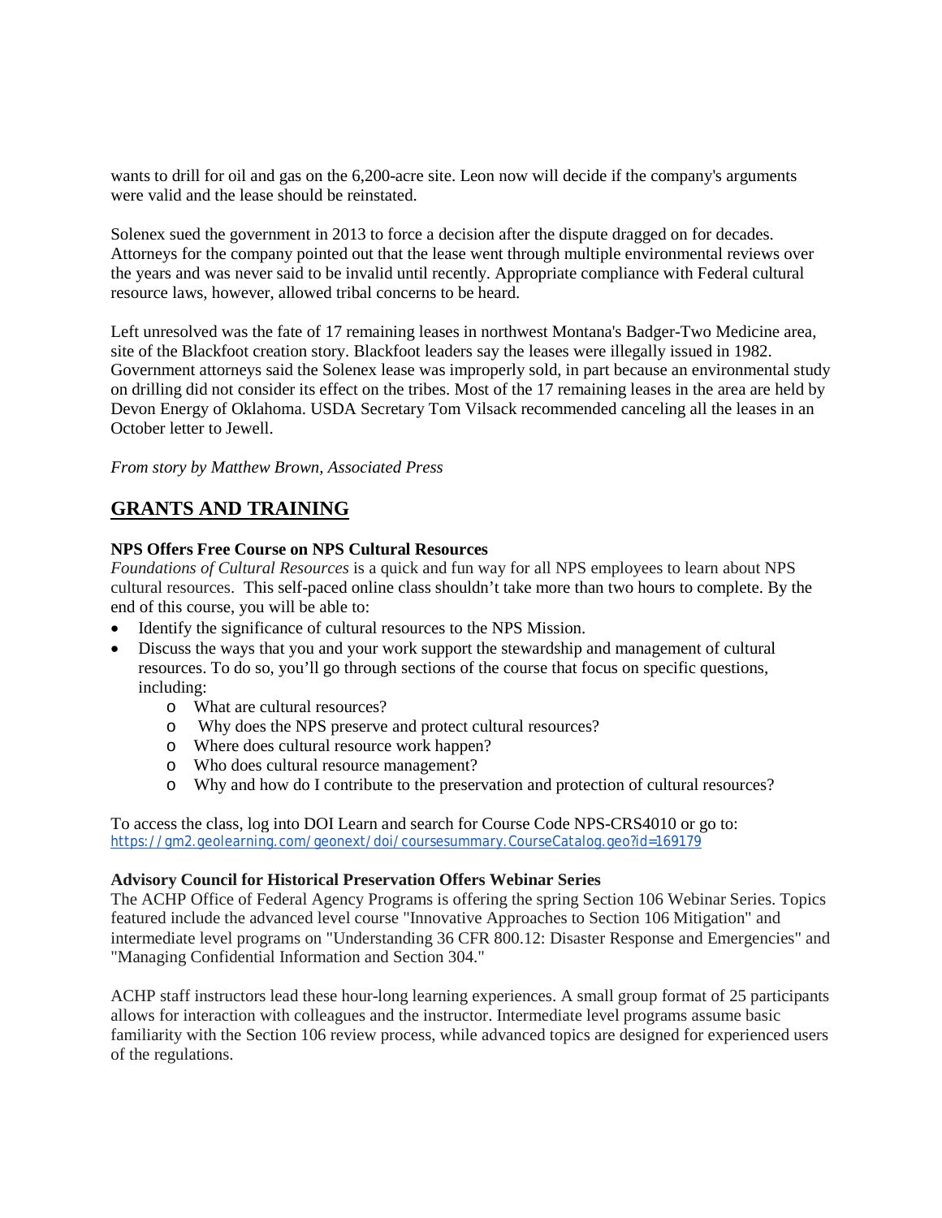wants to drill for oil and gas on the 6,200-acre site. Leon now will decide if the company's arguments were valid and the lease should be reinstated.

Solenex sued the government in 2013 to force a decision after the dispute dragged on for decades. Attorneys for the company pointed out that the lease went through multiple environmental reviews over the years and was never said to be invalid until recently. Appropriate compliance with Federal cultural resource laws, however, allowed tribal concerns to be heard.

Left unresolved was the fate of 17 remaining leases in northwest Montana's Badger-Two Medicine area, site of the Blackfoot creation story. Blackfoot leaders say the leases were illegally issued in 1982. Government attorneys said the Solenex lease was improperly sold, in part because an environmental study on drilling did not consider its effect on the tribes. Most of the 17 remaining leases in the area are held by Devon Energy of Oklahoma. USDA Secretary Tom Vilsack recommended canceling all the leases in an October letter to Jewell.

*From story by Matthew Brown, Associated Press*

## GRANTS AND TRAINING

**NPS Offers Free Course on NPS Cultural Resources**

*Foundations of Cultural Resources* is a quick and fun way for all NPS employees to learn about NPS cultural resources. This self-paced online class shouldn't take more than two hours to complete. By the end of this course, you will be able to:

- Identify the significance of cultural resources to the NPS Mission.
- Discuss the ways that you and your work support the stewardship and management of cultural resources. To do so, you'll go through sections of the course that focus on specific questions, including:
  - What are cultural resources?
  - Why does the NPS preserve and protect cultural resources?
  - Where does cultural resource work happen?
  - Who does cultural resource management?
  - Why and how do I contribute to the preservation and protection of cultural resources?

To access the class, log into DOI Learn and search for Course Code NPS-CRS4010 or go to: https://gm2.geolearning.com/geonext/doi/coursesummary.CourseCatalog.geo?id=169179

**Advisory Council for Historical Preservation Offers Webinar Series**

The ACHP Office of Federal Agency Programs is offering the spring Section 106 Webinar Series. Topics featured include the advanced level course "Innovative Approaches to Section 106 Mitigation" and intermediate level programs on "Understanding 36 CFR 800.12: Disaster Response and Emergencies" and "Managing Confidential Information and Section 304."

ACHP staff instructors lead these hour-long learning experiences. A small group format of 25 participants allows for interaction with colleagues and the instructor. Intermediate level programs assume basic familiarity with the Section 106 review process, while advanced topics are designed for experienced users of the regulations.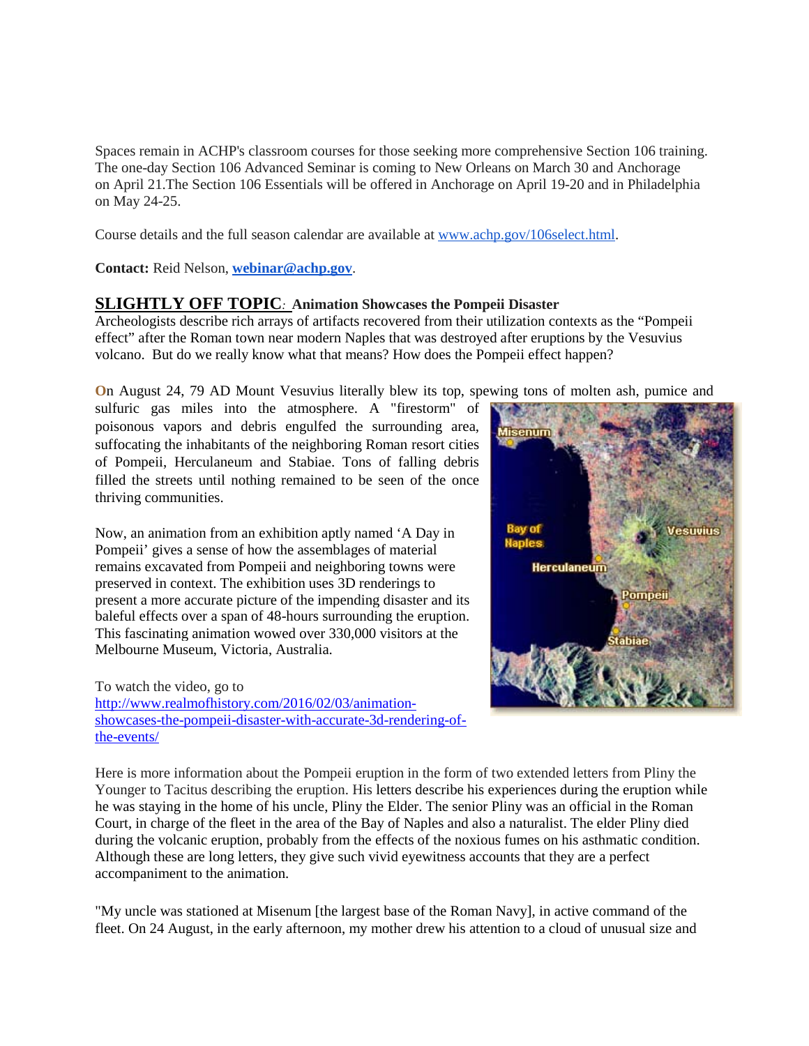Spaces remain in ACHP's classroom courses for those seeking more comprehensive Section 106 training. The one-day Section 106 Advanced Seminar is coming to New Orleans on March 30 and Anchorage on April 21.The Section 106 Essentials will be offered in Anchorage on April 19-20 and in Philadelphia on May 24-25.

Course details and the full season calendar are available at [www.achp.gov/106select.html](www.achp.gov/106select.html).

**Contact:** Reid Nelson, **[webinar@achp.gov](mailto:webinar@achp.gov)**.

## SLIGHTLY OFF TOPIC: Animation Showcases the Pompeii Disaster

Archeologists describe rich arrays of artifacts recovered from their utilization contexts as the "Pompeii effect" after the Roman town near modern Naples that was destroyed after eruptions by the Vesuvius volcano. But do we really know what that means? How does the Pompeii effect happen?

On August 24, 79 AD Mount Vesuvius literally blew its top, spewing tons of molten ash, pumice and sulfuric gas miles into the atmosphere. A "firestorm" of poisonous vapors and debris engulfed the surrounding area, suffocating the inhabitants of the neighboring Roman resort cities of Pompeii, Herculaneum and Stabiae. Tons of falling debris filled the streets until nothing remained to be seen of the once thriving communities.

Now, an animation from an exhibition aptly named 'A Day in Pompeii' gives a sense of how the assemblages of material remains excavated from Pompeii and neighboring towns were preserved in context. The exhibition uses 3D renderings to present a more accurate picture of the impending disaster and its baleful effects over a span of 48-hours surrounding the eruption. This fascinating animation wowed over 330,000 visitors at the Melbourne Museum, Victoria, Australia.

To watch the video, go to [http://www.realmofhistory.com/2016/02/03/animation-showcases-the-pompeii-disaster-with-accurate-3d-rendering-of-the-events/](http://www.realmofhistory.com/2016/02/03/animation-showcases-the-pompeii-disaster-with-accurate-3d-rendering-of-the-events/)

Here is more information about the Pompeii eruption in the form of two extended letters from Pliny the Younger to Tacitus describing the eruption. His letters describe his experiences during the eruption while he was staying in the home of his uncle, Pliny the Elder. The senior Pliny was an official in the Roman Court, in charge of the fleet in the area of the Bay of Naples and also a naturalist. The elder Pliny died during the volcanic eruption, probably from the effects of the noxious fumes on his asthmatic condition. Although these are long letters, they give such vivid eyewitness accounts that they are a perfect accompaniment to the animation.

"My uncle was stationed at Misenum [the largest base of the Roman Navy], in active command of the fleet. On 24 August, in the early afternoon, my mother drew his attention to a cloud of unusual size and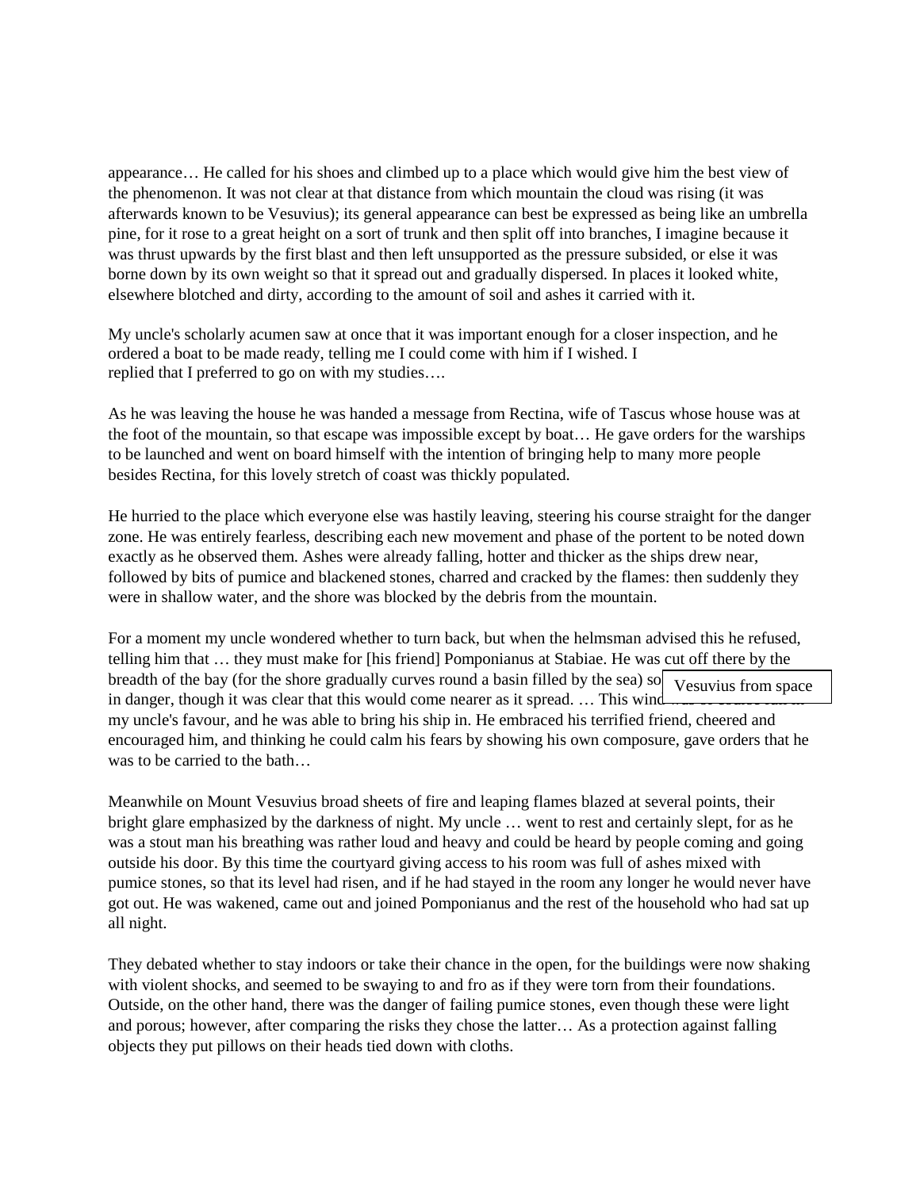appearance… He called for his shoes and climbed up to a place which would give him the best view of the phenomenon. It was not clear at that distance from which mountain the cloud was rising (it was afterwards known to be Vesuvius); its general appearance can best be expressed as being like an umbrella pine, for it rose to a great height on a sort of trunk and then split off into branches, I imagine because it was thrust upwards by the first blast and then left unsupported as the pressure subsided, or else it was borne down by its own weight so that it spread out and gradually dispersed. In places it looked white, elsewhere blotched and dirty, according to the amount of soil and ashes it carried with it.

My uncle's scholarly acumen saw at once that it was important enough for a closer inspection, and he ordered a boat to be made ready, telling me I could come with him if I wished. I replied that I preferred to go on with my studies….

As he was leaving the house he was handed a message from Rectina, wife of Tascus whose house was at the foot of the mountain, so that escape was impossible except by boat… He gave orders for the warships to be launched and went on board himself with the intention of bringing help to many more people besides Rectina, for this lovely stretch of coast was thickly populated.

He hurried to the place which everyone else was hastily leaving, steering his course straight for the danger zone. He was entirely fearless, describing each new movement and phase of the portent to be noted down exactly as he observed them. Ashes were already falling, hotter and thicker as the ships drew near, followed by bits of pumice and blackened stones, charred and cracked by the flames: then suddenly they were in shallow water, and the shore was blocked by the debris from the mountain.

For a moment my uncle wondered whether to turn back, but when the helmsman advised this he refused, telling him that … they must make for [his friend] Pomponianus at Stabiae. He was cut off there by the breadth of the bay (for the shore gradually curves round a basin filled by the sea) so in danger, though it was clear that this would come nearer as it spread. … This wind my uncle's favour, and he was able to bring his ship in. He embraced his terrified friend, cheered and encouraged him, and thinking he could calm his fears by showing his own composure, gave orders that he was to be carried to the bath…

Vesuvius from space

Meanwhile on Mount Vesuvius broad sheets of fire and leaping flames blazed at several points, their bright glare emphasized by the darkness of night. My uncle … went to rest and certainly slept, for as he was a stout man his breathing was rather loud and heavy and could be heard by people coming and going outside his door. By this time the courtyard giving access to his room was full of ashes mixed with pumice stones, so that its level had risen, and if he had stayed in the room any longer he would never have got out. He was wakened, came out and joined Pomponianus and the rest of the household who had sat up all night.

They debated whether to stay indoors or take their chance in the open, for the buildings were now shaking with violent shocks, and seemed to be swaying to and fro as if they were torn from their foundations. Outside, on the other hand, there was the danger of failing pumice stones, even though these were light and porous; however, after comparing the risks they chose the latter… As a protection against falling objects they put pillows on their heads tied down with cloths.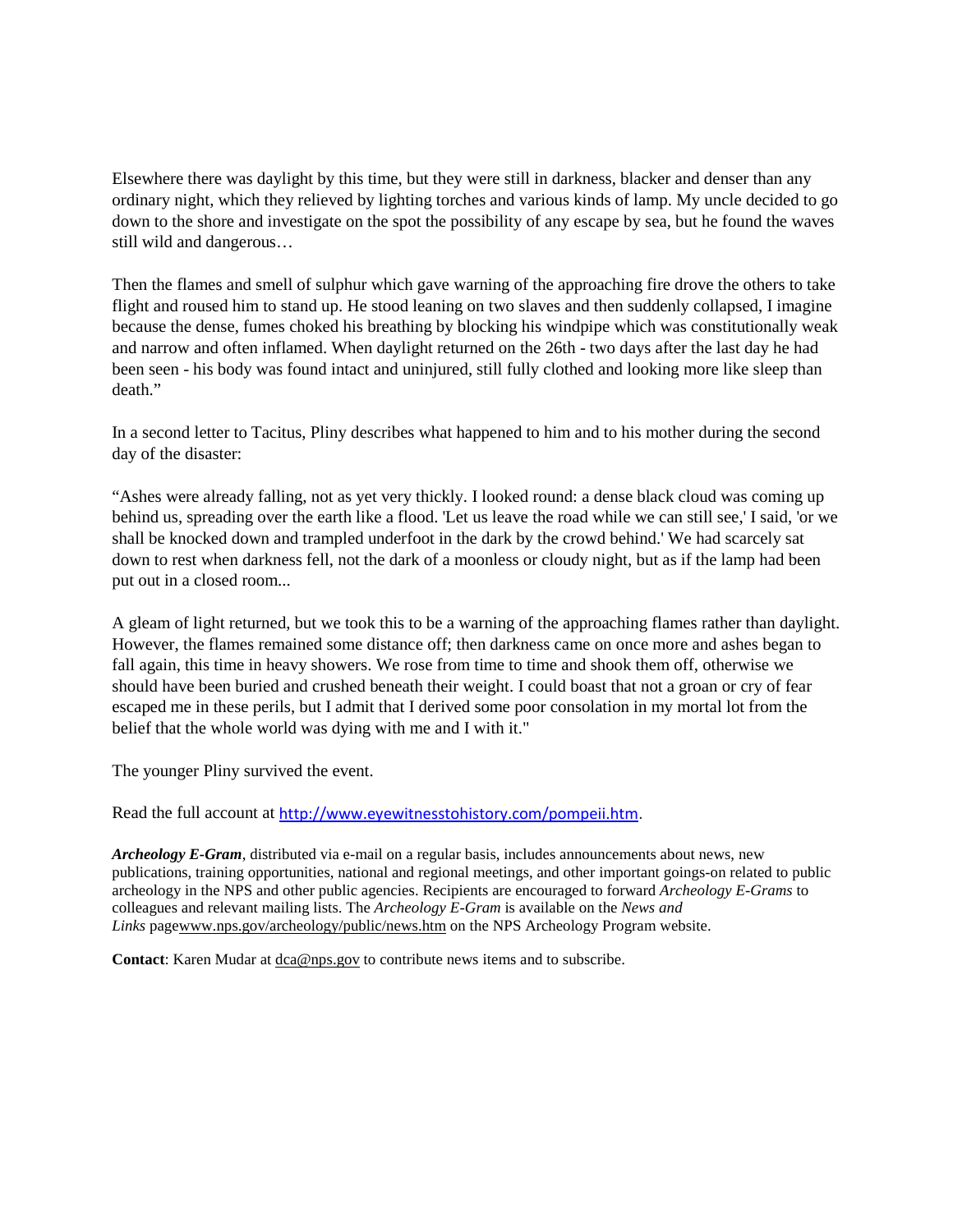Elsewhere there was daylight by this time, but they were still in darkness, blacker and denser than any ordinary night, which they relieved by lighting torches and various kinds of lamp. My uncle decided to go down to the shore and investigate on the spot the possibility of any escape by sea, but he found the waves still wild and dangerous…

Then the flames and smell of sulphur which gave warning of the approaching fire drove the others to take flight and roused him to stand up. He stood leaning on two slaves and then suddenly collapsed, I imagine because the dense, fumes choked his breathing by blocking his windpipe which was constitutionally weak and narrow and often inflamed. When daylight returned on the 26th - two days after the last day he had been seen - his body was found intact and uninjured, still fully clothed and looking more like sleep than death."

In a second letter to Tacitus, Pliny describes what happened to him and to his mother during the second day of the disaster:

"Ashes were already falling, not as yet very thickly. I looked round: a dense black cloud was coming up behind us, spreading over the earth like a flood. 'Let us leave the road while we can still see,' I said, 'or we shall be knocked down and trampled underfoot in the dark by the crowd behind.' We had scarcely sat down to rest when darkness fell, not the dark of a moonless or cloudy night, but as if the lamp had been put out in a closed room...

A gleam of light returned, but we took this to be a warning of the approaching flames rather than daylight. However, the flames remained some distance off; then darkness came on once more and ashes began to fall again, this time in heavy showers. We rose from time to time and shook them off, otherwise we should have been buried and crushed beneath their weight. I could boast that not a groan or cry of fear escaped me in these perils, but I admit that I derived some poor consolation in my mortal lot from the belief that the whole world was dying with me and I with it."

The younger Pliny survived the event.

Read the full account at http://www.eyewitnesstohistory.com/pompeii.htm.

***Archeology E-Gram***, distributed via e-mail on a regular basis, includes announcements about news, new publications, training opportunities, national and regional meetings, and other important goings-on related to public archeology in the NPS and other public agencies. Recipients are encouraged to forward *Archeology E-Grams* to colleagues and relevant mailing lists. The *Archeology E-Gram* is available on the *News and Links* pagewww.nps.gov/archeology/public/news.htm on the NPS Archeology Program website.

**Contact**: Karen Mudar at dca@nps.gov to contribute news items and to subscribe.